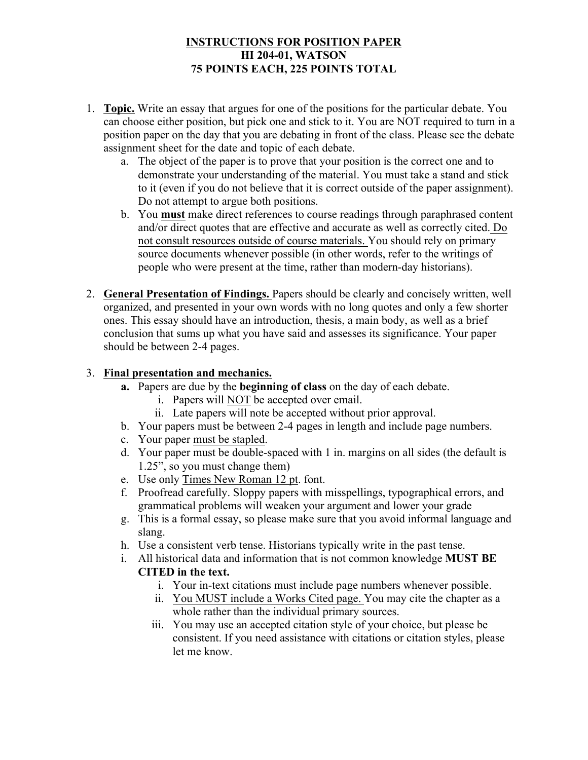# INSTRUCTIONS FOR POSITION PAPER
## HI 204-01, WATSON
## 75 POINTS EACH, 225 POINTS TOTAL

1. **Topic.** Write an essay that argues for one of the positions for the particular debate. You can choose either position, but pick one and stick to it. You are NOT required to turn in a position paper on the day that you are debating in front of the class. Please see the debate assignment sheet for the date and topic of each debate.
   a. The object of the paper is to prove that your position is the correct one and to demonstrate your understanding of the material. You must take a stand and stick to it (even if you do not believe that it is correct outside of the paper assignment). Do not attempt to argue both positions.
   b. You **must** make direct references to course readings through paraphrased content and/or direct quotes that are effective and accurate as well as correctly cited. Do not consult resources outside of course materials. You should rely on primary source documents whenever possible (in other words, refer to the writings of people who were present at the time, rather than modern-day historians).

2. **General Presentation of Findings.** Papers should be clearly and concisely written, well organized, and presented in your own words with no long quotes and only a few shorter ones. This essay should have an introduction, thesis, a main body, as well as a brief conclusion that sums up what you have said and assesses its significance. Your paper should be between 2-4 pages.

3. **Final presentation and mechanics.**
   **a.** Papers are due by the **beginning of class** on the day of each debate.
      i. Papers will NOT be accepted over email.
      ii. Late papers will note be accepted without prior approval.
   b. Your papers must be between 2-4 pages in length and include page numbers.
   c. Your paper must be stapled.
   d. Your paper must be double-spaced with 1 in. margins on all sides (the default is 1.25", so you must change them)
   e. Use only Times New Roman 12 pt. font.
   f. Proofread carefully. Sloppy papers with misspellings, typographical errors, and grammatical problems will weaken your argument and lower your grade
   g. This is a formal essay, so please make sure that you avoid informal language and slang.
   h. Use a consistent verb tense. Historians typically write in the past tense.
   i. All historical data and information that is not common knowledge **MUST BE CITED in the text.**
      i. Your in-text citations must include page numbers whenever possible.
      ii. You MUST include a Works Cited page. You may cite the chapter as a whole rather than the individual primary sources.
      iii. You may use an accepted citation style of your choice, but please be consistent. If you need assistance with citations or citation styles, please let me know.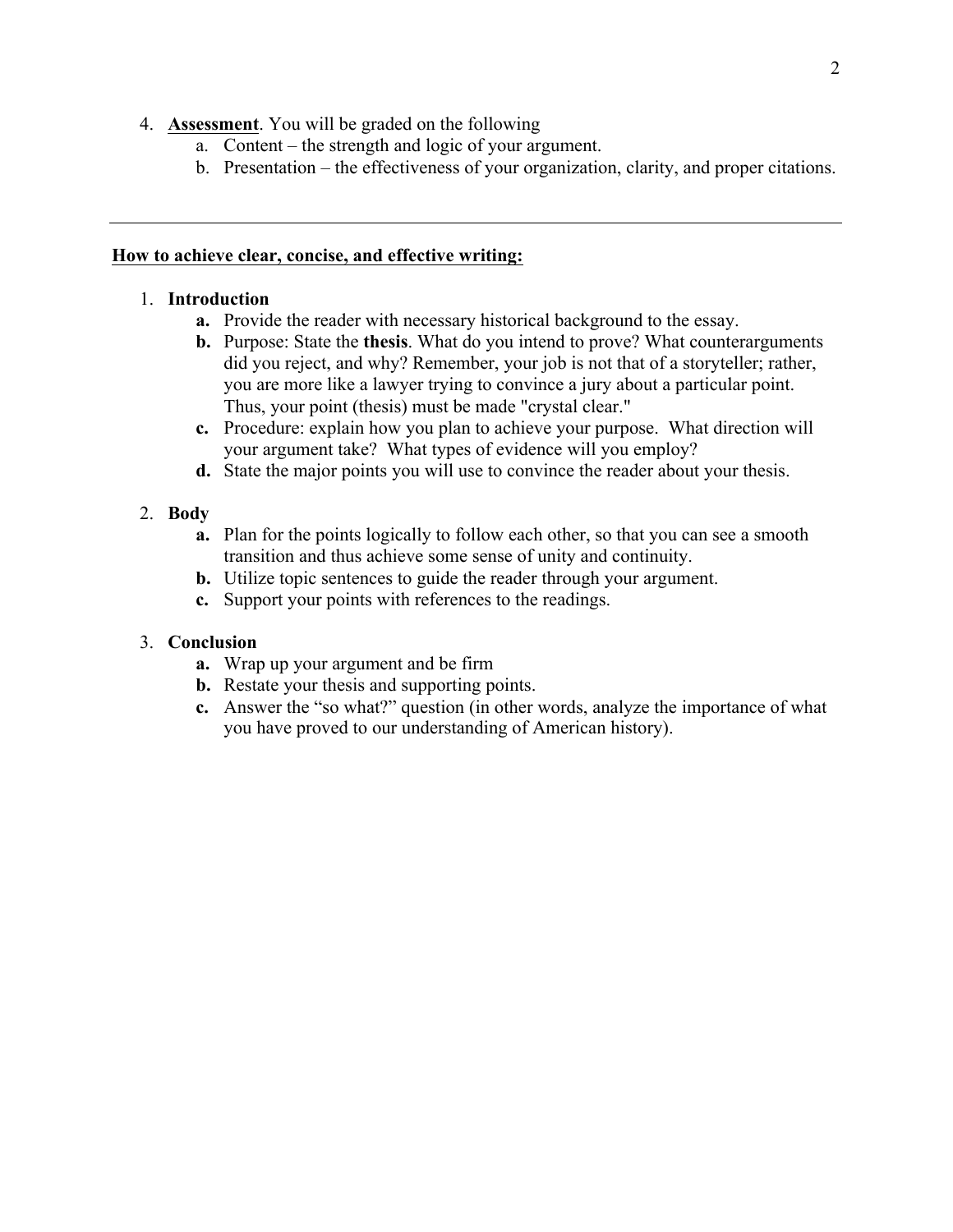4. **Assessment**. You will be graded on the following
   a. Content – the strength and logic of your argument.
   b. Presentation – the effectiveness of your organization, clarity, and proper citations.

---

**How to achieve clear, concise, and effective writing:**

1. **Introduction**
   **a.** Provide the reader with necessary historical background to the essay.
   **b.** Purpose: State the **thesis**. What do you intend to prove? What counterarguments did you reject, and why? Remember, your job is not that of a storyteller; rather, you are more like a lawyer trying to convince a jury about a particular point. Thus, your point (thesis) must be made "crystal clear."
   **c.** Procedure: explain how you plan to achieve your purpose. What direction will your argument take? What types of evidence will you employ?
   **d.** State the major points you will use to convince the reader about your thesis.

2. **Body**
   **a.** Plan for the points logically to follow each other, so that you can see a smooth transition and thus achieve some sense of unity and continuity.
   **b.** Utilize topic sentences to guide the reader through your argument.
   **c.** Support your points with references to the readings.

3. **Conclusion**
   **a.** Wrap up your argument and be firm
   **b.** Restate your thesis and supporting points.
   **c.** Answer the "so what?" question (in other words, analyze the importance of what you have proved to our understanding of American history).